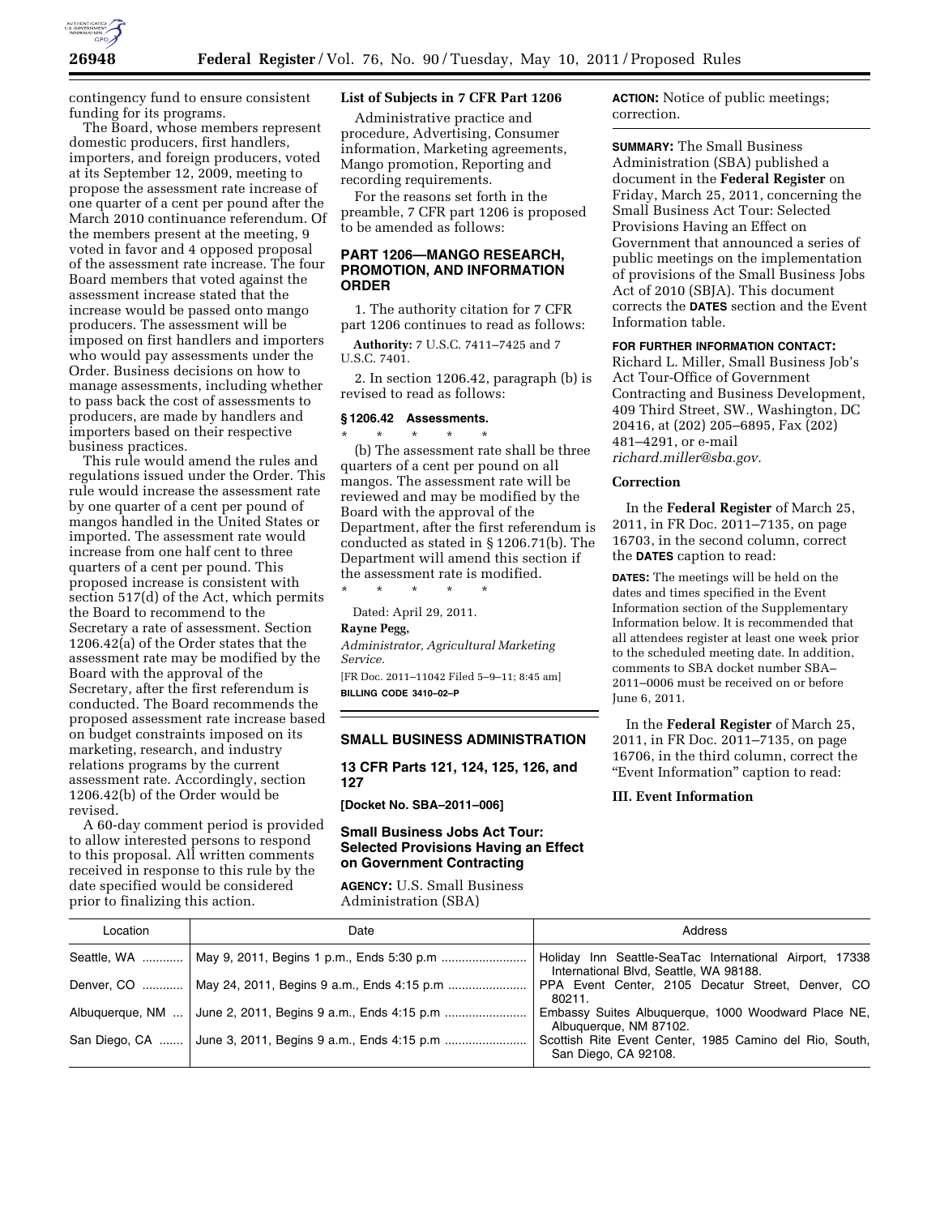contingency fund to ensure consistent funding for its programs.

The Board, whose members represent domestic producers, first handlers, importers, and foreign producers, voted at its September 12, 2009, meeting to propose the assessment rate increase of one quarter of a cent per pound after the March 2010 continuance referendum. Of the members present at the meeting, 9 voted in favor and 4 opposed proposal of the assessment rate increase. The four Board members that voted against the assessment increase stated that the increase would be passed onto mango producers. The assessment will be imposed on first handlers and importers who would pay assessments under the Order. Business decisions on how to manage assessments, including whether to pass back the cost of assessments to producers, are made by handlers and importers based on their respective business practices.

This rule would amend the rules and regulations issued under the Order. This rule would increase the assessment rate by one quarter of a cent per pound of mangos handled in the United States or imported. The assessment rate would increase from one half cent to three quarters of a cent per pound. This proposed increase is consistent with section 517(d) of the Act, which permits the Board to recommend to the Secretary a rate of assessment. Section 1206.42(a) of the Order states that the assessment rate may be modified by the Board with the approval of the Secretary, after the first referendum is conducted. The Board recommends the proposed assessment rate increase based on budget constraints imposed on its marketing, research, and industry relations programs by the current assessment rate. Accordingly, section 1206.42(b) of the Order would be revised.

A 60-day comment period is provided to allow interested persons to respond to this proposal. All written comments received in response to this rule by the date specified would be considered prior to finalizing this action.

**List of Subjects in 7 CFR Part 1206**

Administrative practice and procedure, Advertising, Consumer information, Marketing agreements, Mango promotion, Reporting and recording requirements.

For the reasons set forth in the preamble, 7 CFR part 1206 is proposed to be amended as follows:

**PART 1206—MANGO RESEARCH, PROMOTION, AND INFORMATION ORDER**

1. The authority citation for 7 CFR part 1206 continues to read as follows:

**Authority:** 7 U.S.C. 7411–7425 and 7 U.S.C. 7401.

2. In section 1206.42, paragraph (b) is revised to read as follows:

**§ 1206.42 Assessments.**

\* \* \* \* \*

(b) The assessment rate shall be three quarters of a cent per pound on all mangos. The assessment rate will be reviewed and may be modified by the Board with the approval of the Department, after the first referendum is conducted as stated in § 1206.71(b). The Department will amend this section if the assessment rate is modified.

\* \* \* \* \*

Dated: April 29, 2011.

**Rayne Pegg,**

*Administrator, Agricultural Marketing Service.*

[FR Doc. 2011–11042 Filed 5–9–11; 8:45 am]

**BILLING CODE 3410–02–P**

## SMALL BUSINESS ADMINISTRATION

### 13 CFR Parts 121, 124, 125, 126, and 127

**[Docket No. SBA–2011–006]**

### Small Business Jobs Act Tour: Selected Provisions Having an Effect on Government Contracting

**AGENCY:** U.S. Small Business Administration (SBA)

**ACTION:** Notice of public meetings; correction.

**SUMMARY:** The Small Business Administration (SBA) published a document in the **Federal Register** on Friday, March 25, 2011, concerning the Small Business Act Tour: Selected Provisions Having an Effect on Government that announced a series of public meetings on the implementation of provisions of the Small Business Jobs Act of 2010 (SBJA). This document corrects the **DATES** section and the Event Information table.

**FOR FURTHER INFORMATION CONTACT:** Richard L. Miller, Small Business Job's Act Tour-Office of Government Contracting and Business Development, 409 Third Street, SW., Washington, DC 20416, at (202) 205–6895, Fax (202) 481–4291, or e-mail *richard.miller@sba.gov.*

**Correction**

In the **Federal Register** of March 25, 2011, in FR Doc. 2011–7135, on page 16703, in the second column, correct the **DATES** caption to read:

**DATES:** The meetings will be held on the dates and times specified in the Event Information section of the Supplementary Information below. It is recommended that all attendees register at least one week prior to the scheduled meeting date. In addition, comments to SBA docket number SBA–2011–0006 must be received on or before June 6, 2011.

In the **Federal Register** of March 25, 2011, in FR Doc. 2011–7135, on page 16706, in the third column, correct the "Event Information" caption to read:

**III. Event Information**

| Location | Date | Address |
|---|---|---|
| Seattle, WA | May 9, 2011, Begins 1 p.m., Ends 5:30 p.m | Holiday Inn Seattle-SeaTac International Airport, 17338 International Blvd, Seattle, WA 98188. |
| Denver, CO | May 24, 2011, Begins 9 a.m., Ends 4:15 p.m | PPA Event Center, 2105 Decatur Street, Denver, CO 80211. |
| Albuquerque, NM | June 2, 2011, Begins 9 a.m., Ends 4:15 p.m | Embassy Suites Albuquerque, 1000 Woodward Place NE, Albuquerque, NM 87102. |
| San Diego, CA | June 3, 2011, Begins 9 a.m., Ends 4:15 p.m | Scottish Rite Event Center, 1985 Camino del Rio, South, San Diego, CA 92108. |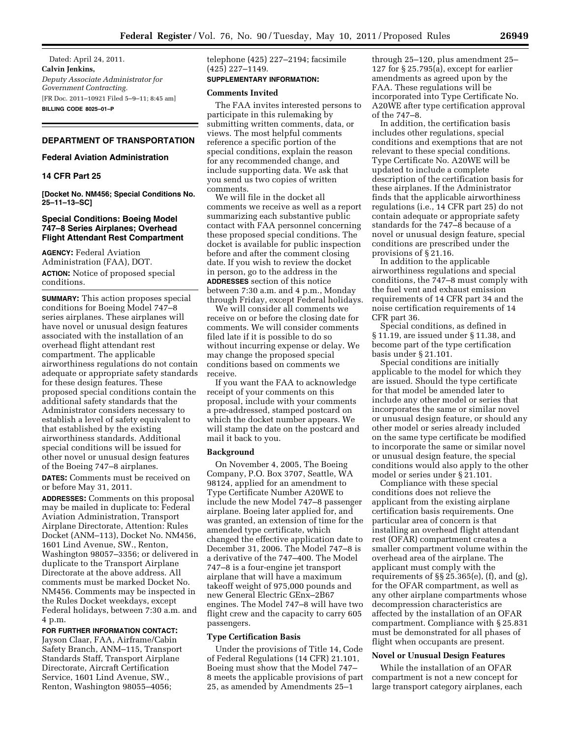Dated: April 24, 2011.

**Calvin Jenkins,**

*Deputy Associate Administrator for Government Contracting.*

[FR Doc. 2011–10921 Filed 5–9–11; 8:45 am]

**BILLING CODE 8025–01–P**

---

## DEPARTMENT OF TRANSPORTATION

### Federal Aviation Administration

### 14 CFR Part 25

**[Docket No. NM456; Special Conditions No. 25–11–13–SC]**

## Special Conditions: Boeing Model 747–8 Series Airplanes; Overhead Flight Attendant Rest Compartment

**AGENCY:** Federal Aviation Administration (FAA), DOT.

**ACTION:** Notice of proposed special conditions.

**SUMMARY:** This action proposes special conditions for Boeing Model 747–8 series airplanes. These airplanes will have novel or unusual design features associated with the installation of an overhead flight attendant rest compartment. The applicable airworthiness regulations do not contain adequate or appropriate safety standards for these design features. These proposed special conditions contain the additional safety standards that the Administrator considers necessary to establish a level of safety equivalent to that established by the existing airworthiness standards. Additional special conditions will be issued for other novel or unusual design features of the Boeing 747–8 airplanes.

**DATES:** Comments must be received on or before May 31, 2011.

**ADDRESSES:** Comments on this proposal may be mailed in duplicate to: Federal Aviation Administration, Transport Airplane Directorate, Attention: Rules Docket (ANM–113), Docket No. NM456, 1601 Lind Avenue, SW., Renton, Washington 98057–3356; or delivered in duplicate to the Transport Airplane Directorate at the above address. All comments must be marked Docket No. NM456. Comments may be inspected in the Rules Docket weekdays, except Federal holidays, between 7:30 a.m. and 4 p.m.

**FOR FURTHER INFORMATION CONTACT:** Jayson Claar, FAA, Airframe/Cabin Safety Branch, ANM–115, Transport Standards Staff, Transport Airplane Directorate, Aircraft Certification Service, 1601 Lind Avenue, SW., Renton, Washington 98055–4056; telephone (425) 227–2194; facsimile (425) 227–1149.

**SUPPLEMENTARY INFORMATION:**

### Comments Invited

The FAA invites interested persons to participate in this rulemaking by submitting written comments, data, or views. The most helpful comments reference a specific portion of the special conditions, explain the reason for any recommended change, and include supporting data. We ask that you send us two copies of written comments.

We will file in the docket all comments we receive as well as a report summarizing each substantive public contact with FAA personnel concerning these proposed special conditions. The docket is available for public inspection before and after the comment closing date. If you wish to review the docket in person, go to the address in the **ADDRESSES** section of this notice between 7:30 a.m. and 4 p.m., Monday through Friday, except Federal holidays.

We will consider all comments we receive on or before the closing date for comments. We will consider comments filed late if it is possible to do so without incurring expense or delay. We may change the proposed special conditions based on comments we receive.

If you want the FAA to acknowledge receipt of your comments on this proposal, include with your comments a pre-addressed, stamped postcard on which the docket number appears. We will stamp the date on the postcard and mail it back to you.

### Background

On November 4, 2005, The Boeing Company, P.O. Box 3707, Seattle, WA 98124, applied for an amendment to Type Certificate Number A20WE to include the new Model 747–8 passenger airplane. Boeing later applied for, and was granted, an extension of time for the amended type certificate, which changed the effective application date to December 31, 2006. The Model 747–8 is a derivative of the 747–400. The Model 747–8 is a four-engine jet transport airplane that will have a maximum takeoff weight of 975,000 pounds and new General Electric GEnx–2B67 engines. The Model 747–8 will have two flight crew and the capacity to carry 605 passengers.

### Type Certification Basis

Under the provisions of Title 14, Code of Federal Regulations (14 CFR) 21.101, Boeing must show that the Model 747–8 meets the applicable provisions of part 25, as amended by Amendments 25–1 through 25–120, plus amendment 25–127 for § 25.795(a), except for earlier amendments as agreed upon by the FAA. These regulations will be incorporated into Type Certificate No. A20WE after type certification approval of the 747–8.

In addition, the certification basis includes other regulations, special conditions and exemptions that are not relevant to these special conditions. Type Certificate No. A20WE will be updated to include a complete description of the certification basis for these airplanes. If the Administrator finds that the applicable airworthiness regulations (i.e., 14 CFR part 25) do not contain adequate or appropriate safety standards for the 747–8 because of a novel or unusual design feature, special conditions are prescribed under the provisions of § 21.16.

In addition to the applicable airworthiness regulations and special conditions, the 747–8 must comply with the fuel vent and exhaust emission requirements of 14 CFR part 34 and the noise certification requirements of 14 CFR part 36.

Special conditions, as defined in § 11.19, are issued under § 11.38, and become part of the type certification basis under § 21.101.

Special conditions are initially applicable to the model for which they are issued. Should the type certificate for that model be amended later to include any other model or series that incorporates the same or similar novel or unusual design feature, or should any other model or series already included on the same type certificate be modified to incorporate the same or similar novel or unusual design feature, the special conditions would also apply to the other model or series under § 21.101.

Compliance with these special conditions does not relieve the applicant from the existing airplane certification basis requirements. One particular area of concern is that installing an overhead flight attendant rest (OFAR) compartment creates a smaller compartment volume within the overhead area of the airplane. The applicant must comply with the requirements of §§ 25.365(e), (f), and (g), for the OFAR compartment, as well as any other airplane compartments whose decompression characteristics are affected by the installation of an OFAR compartment. Compliance with § 25.831 must be demonstrated for all phases of flight when occupants are present.

### Novel or Unusual Design Features

While the installation of an OFAR compartment is not a new concept for large transport category airplanes, each